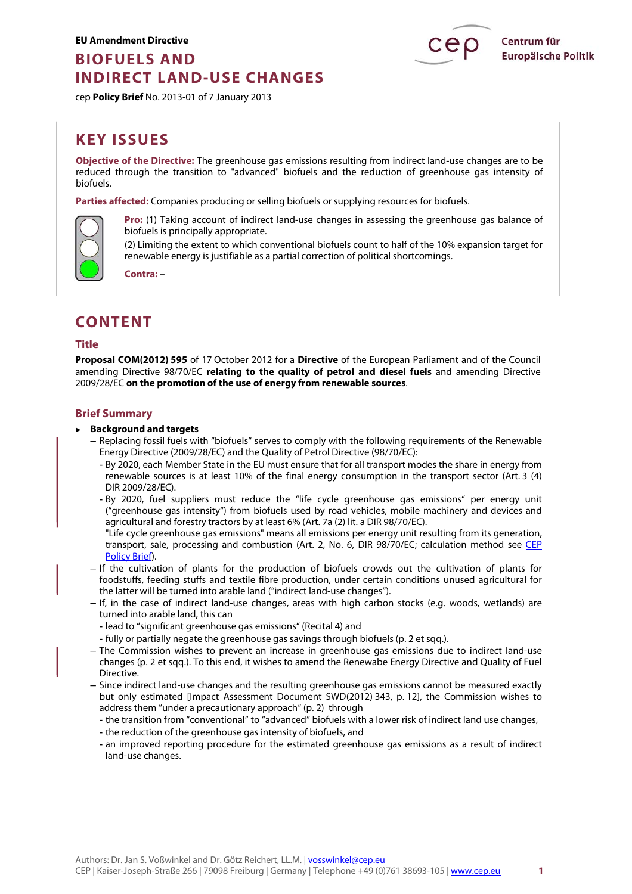EU Amendment Directive

# BIOFUELS AND INDIRECT LAND-USE CHANGES

cep **Policy Brief** No. 2013-01 of 7 January 2013

Centrum für Europäische Politik

## KEY ISSUES

**Objective of the Directive:** The greenhouse gas emissions resulting from indirect land-use changes are to be reduced through the transition to "advanced" biofuels and the reduction of greenhouse gas intensity of biofuels.

**Parties affected:** Companies producing or selling biofuels or supplying resources for biofuels.

**Pro:** (1) Taking account of indirect land-use changes in assessing the greenhouse gas balance of biofuels is principally appropriate.

(2) Limiting the extent to which conventional biofuels count to half of the 10% expansion target for renewable energy is justifiable as a partial correction of political shortcomings.

**Contra:** –

## CONTENT

### Title

**Proposal COM(2012) 595** of 17 October 2012 for a **Directive** of the European Parliament and of the Council amending Directive 98/70/EC **relating to the quality of petrol and diesel fuels** and amending Directive 2009/28/EC **on the promotion of the use of energy from renewable sources**.

### Brief Summary

- **Background and targets**
  - Replacing fossil fuels with "biofuels" serves to comply with the following requirements of the Renewable Energy Directive (2009/28/EC) and the Quality of Petrol Directive (98/70/EC):
    - By 2020, each Member State in the EU must ensure that for all transport modes the share in energy from renewable sources is at least 10% of the final energy consumption in the transport sector (Art. 3 (4) DIR 2009/28/EC).
    - By 2020, fuel suppliers must reduce the "life cycle greenhouse gas emissions" per energy unit ("greenhouse gas intensity") from biofuels used by road vehicles, mobile machinery and devices and agricultural and forestry tractors by at least 6% (Art. 7a (2) lit. a DIR 98/70/EC).
      "Life cycle greenhouse gas emissions" means all emissions per energy unit resulting from its generation, transport, sale, processing and combustion (Art. 2, No. 6, DIR 98/70/EC; calculation method see CEP Policy Brief).
  - If the cultivation of plants for the production of biofuels crowds out the cultivation of plants for foodstuffs, feeding stuffs and textile fibre production, under certain conditions unused agricultural for the latter will be turned into arable land ("indirect land-use changes").
  - If, in the case of indirect land-use changes, areas with high carbon stocks (e.g. woods, wetlands) are turned into arable land, this can
    - lead to "significant greenhouse gas emissions" (Recital 4) and
    - fully or partially negate the greenhouse gas savings through biofuels (p. 2 et sqq.).
  - The Commission wishes to prevent an increase in greenhouse gas emissions due to indirect land-use changes (p. 2 et sqq.). To this end, it wishes to amend the Renewabe Energy Directive and Quality of Fuel Directive.
  - Since indirect land-use changes and the resulting greenhouse gas emissions cannot be measured exactly but only estimated [Impact Assessment Document SWD(2012) 343, p. 12], the Commission wishes to address them "under a precautionary approach" (p. 2) through
    - the transition from "conventional" to "advanced" biofuels with a lower risk of indirect land use changes,
    - the reduction of the greenhouse gas intensity of biofuels, and
    - an improved reporting procedure for the estimated greenhouse gas emissions as a result of indirect land-use changes.

Authors: Dr. Jan S. Voßwinkel and Dr. Götz Reichert, LL.M. | vosswinkel@cep.eu
CEP | Kaiser-Joseph-Straße 266 | 79098 Freiburg | Germany | Telephone +49 (0)761 38693-105 | www.cep.eu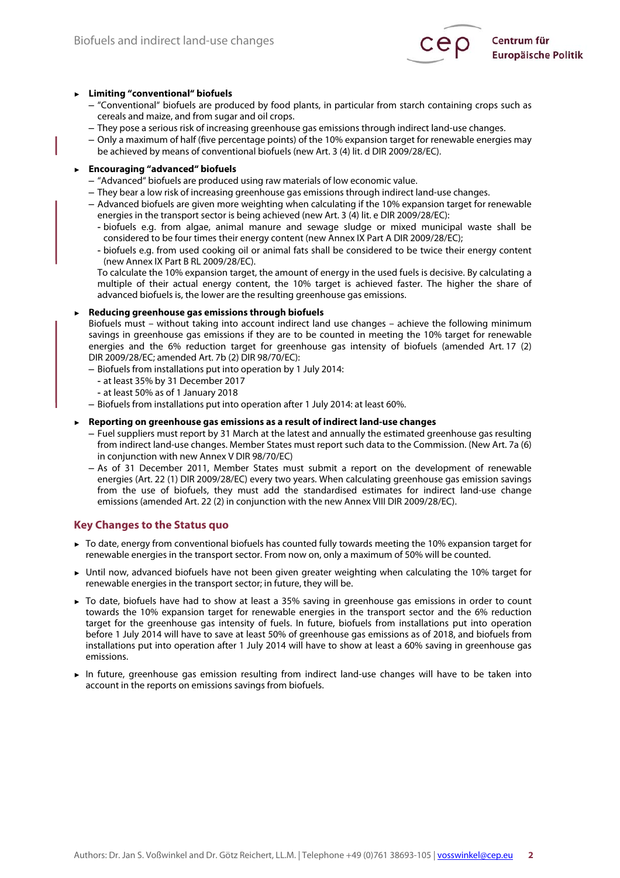- **Limiting "conventional" biofuels**
  - "Conventional" biofuels are produced by food plants, in particular from starch containing crops such as cereals and maize, and from sugar and oil crops.
  - They pose a serious risk of increasing greenhouse gas emissions through indirect land-use changes.
  - Only a maximum of half (five percentage points) of the 10% expansion target for renewable energies may be achieved by means of conventional biofuels (new Art. 3 (4) lit. d DIR 2009/28/EC).

- **Encouraging "advanced" biofuels**
  - "Advanced" biofuels are produced using raw materials of low economic value.
  - They bear a low risk of increasing greenhouse gas emissions through indirect land-use changes.
  - Advanced biofuels are given more weighting when calculating if the 10% expansion target for renewable energies in the transport sector is being achieved (new Art. 3 (4) lit. e DIR 2009/28/EC):
    - biofuels e.g. from algae, animal manure and sewage sludge or mixed municipal waste shall be considered to be four times their energy content (new Annex IX Part A DIR 2009/28/EC);
    - biofuels e.g. from used cooking oil or animal fats shall be considered to be twice their energy content (new Annex IX Part B RL 2009/28/EC).

    To calculate the 10% expansion target, the amount of energy in the used fuels is decisive. By calculating a multiple of their actual energy content, the 10% target is achieved faster. The higher the share of advanced biofuels is, the lower are the resulting greenhouse gas emissions.

- **Reducing greenhouse gas emissions through biofuels**

  Biofuels must – without taking into account indirect land use changes – achieve the following minimum savings in greenhouse gas emissions if they are to be counted in meeting the 10% target for renewable energies and the 6% reduction target for greenhouse gas intensity of biofuels (amended Art. 17 (2) DIR 2009/28/EC; amended Art. 7b (2) DIR 98/70/EC):
  - Biofuels from installations put into operation by 1 July 2014:
    - at least 35% by 31 December 2017
    - at least 50% as of 1 January 2018
  - Biofuels from installations put into operation after 1 July 2014: at least 60%.

- **Reporting on greenhouse gas emissions as a result of indirect land-use changes**
  - Fuel suppliers must report by 31 March at the latest and annually the estimated greenhouse gas resulting from indirect land-use changes. Member States must report such data to the Commission. (New Art. 7a (6) in conjunction with new Annex V DIR 98/70/EC)
  - As of 31 December 2011, Member States must submit a report on the development of renewable energies (Art. 22 (1) DIR 2009/28/EC) every two years. When calculating greenhouse gas emission savings from the use of biofuels, they must add the standardised estimates for indirect land-use change emissions (amended Art. 22 (2) in conjunction with the new Annex VIII DIR 2009/28/EC).

## Key Changes to the Status quo

- To date, energy from conventional biofuels has counted fully towards meeting the 10% expansion target for renewable energies in the transport sector. From now on, only a maximum of 50% will be counted.
- Until now, advanced biofuels have not been given greater weighting when calculating the 10% target for renewable energies in the transport sector; in future, they will be.
- To date, biofuels have had to show at least a 35% saving in greenhouse gas emissions in order to count towards the 10% expansion target for renewable energies in the transport sector and the 6% reduction target for the greenhouse gas intensity of fuels. In future, biofuels from installations put into operation before 1 July 2014 will have to save at least 50% of greenhouse gas emissions as of 2018, and biofuels from installations put into operation after 1 July 2014 will have to show at least a 60% saving in greenhouse gas emissions.
- In future, greenhouse gas emission resulting from indirect land-use changes will have to be taken into account in the reports on emissions savings from biofuels.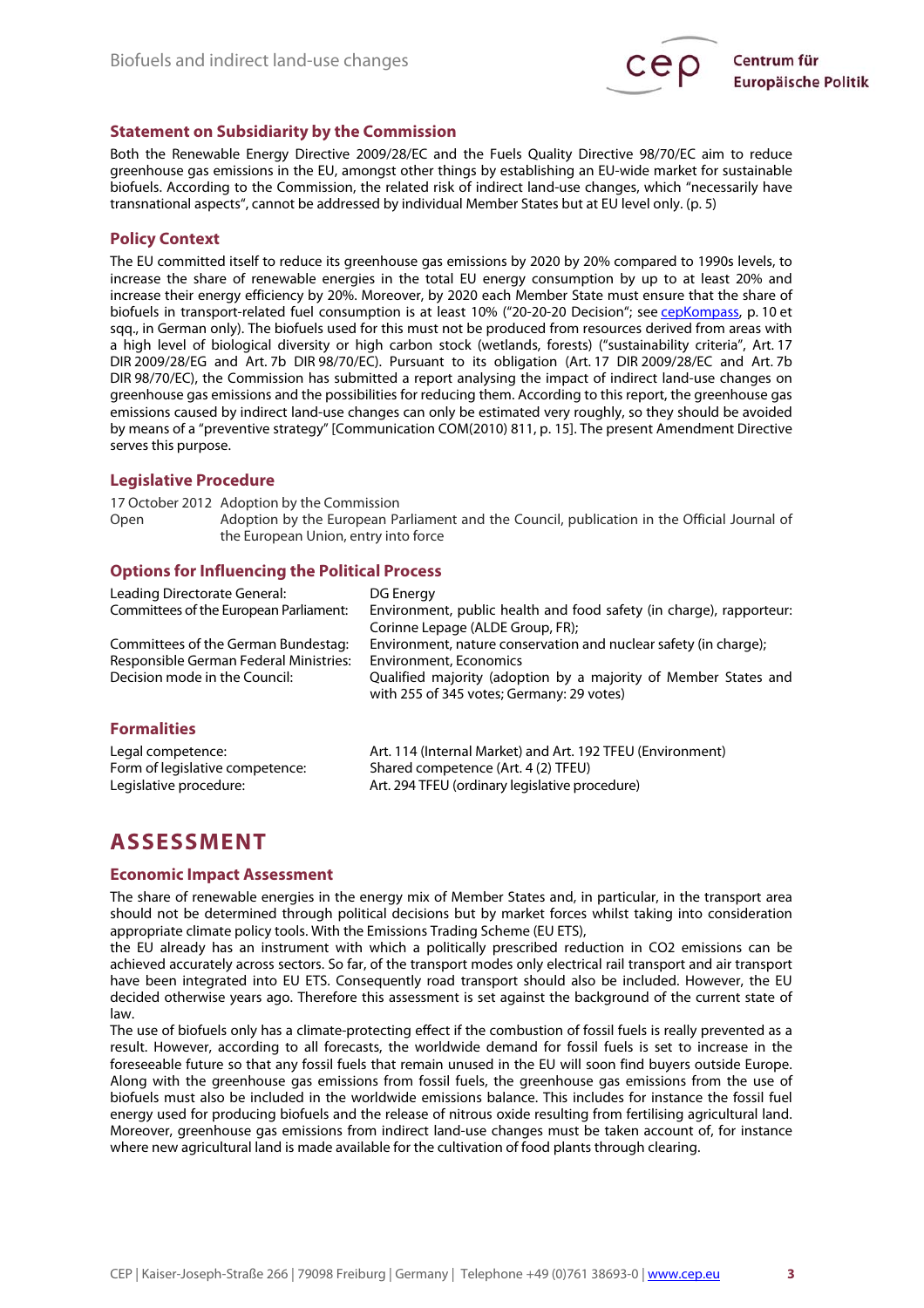## Statement on Subsidiarity by the Commission

Both the Renewable Energy Directive 2009/28/EC and the Fuels Quality Directive 98/70/EC aim to reduce greenhouse gas emissions in the EU, amongst other things by establishing an EU-wide market for sustainable biofuels. According to the Commission, the related risk of indirect land-use changes, which "necessarily have transnational aspects", cannot be addressed by individual Member States but at EU level only. (p. 5)

## Policy Context

The EU committed itself to reduce its greenhouse gas emissions by 2020 by 20% compared to 1990s levels, to increase the share of renewable energies in the total EU energy consumption by up to at least 20% and increase their energy efficiency by 20%. Moreover, by 2020 each Member State must ensure that the share of biofuels in transport-related fuel consumption is at least 10% ("20-20-20 Decision"; see cepKompass, p. 10 et sqq., in German only). The biofuels used for this must not be produced from resources derived from areas with a high level of biological diversity or high carbon stock (wetlands, forests) ("sustainability criteria", Art. 17 DIR 2009/28/EG and Art. 7b DIR 98/70/EC). Pursuant to its obligation (Art. 17 DIR 2009/28/EC and Art. 7b DIR 98/70/EC), the Commission has submitted a report analysing the impact of indirect land-use changes on greenhouse gas emissions and the possibilities for reducing them. According to this report, the greenhouse gas emissions caused by indirect land-use changes can only be estimated very roughly, so they should be avoided by means of a "preventive strategy" [Communication COM(2010) 811, p. 15]. The present Amendment Directive serves this purpose.

## Legislative Procedure

| | |
|---|---|
| 17 October 2012 | Adoption by the Commission |
| Open | Adoption by the European Parliament and the Council, publication in the Official Journal of the European Union, entry into force |

## Options for Influencing the Political Process

| | |
|---|---|
| Leading Directorate General: | DG Energy |
| Committees of the European Parliament: | Environment, public health and food safety (in charge), rapporteur: Corinne Lepage (ALDE Group, FR); |
| Committees of the German Bundestag: | Environment, nature conservation and nuclear safety (in charge); |
| Responsible German Federal Ministries: | Environment, Economics |
| Decision mode in the Council: | Qualified majority (adoption by a majority of Member States and with 255 of 345 votes; Germany: 29 votes) |

## Formalities

| | |
|---|---|
| Legal competence: | Art. 114 (Internal Market) and Art. 192 TFEU (Environment) |
| Form of legislative competence: | Shared competence (Art. 4 (2) TFEU) |
| Legislative procedure: | Art. 294 TFEU (ordinary legislative procedure) |

# ASSESSMENT

## Economic Impact Assessment

The share of renewable energies in the energy mix of Member States and, in particular, in the transport area should not be determined through political decisions but by market forces whilst taking into consideration appropriate climate policy tools. With the Emissions Trading Scheme (EU ETS), the EU already has an instrument with which a politically prescribed reduction in $CO_2$ emissions can be achieved accurately across sectors. So far, of the transport modes only electrical rail transport and air transport have been integrated into EU ETS. Consequently road transport should also be included. However, the EU decided otherwise years ago. Therefore this assessment is set against the background of the current state of law.

The use of biofuels only has a climate-protecting effect if the combustion of fossil fuels is really prevented as a result. However, according to all forecasts, the worldwide demand for fossil fuels is set to increase in the foreseeable future so that any fossil fuels that remain unused in the EU will soon find buyers outside Europe. Along with the greenhouse gas emissions from fossil fuels, the greenhouse gas emissions from the use of biofuels must also be included in the worldwide emissions balance. This includes for instance the fossil fuel energy used for producing biofuels and the release of nitrous oxide resulting from fertilising agricultural land. Moreover, greenhouse gas emissions from indirect land-use changes must be taken account of, for instance where new agricultural land is made available for the cultivation of food plants through clearing.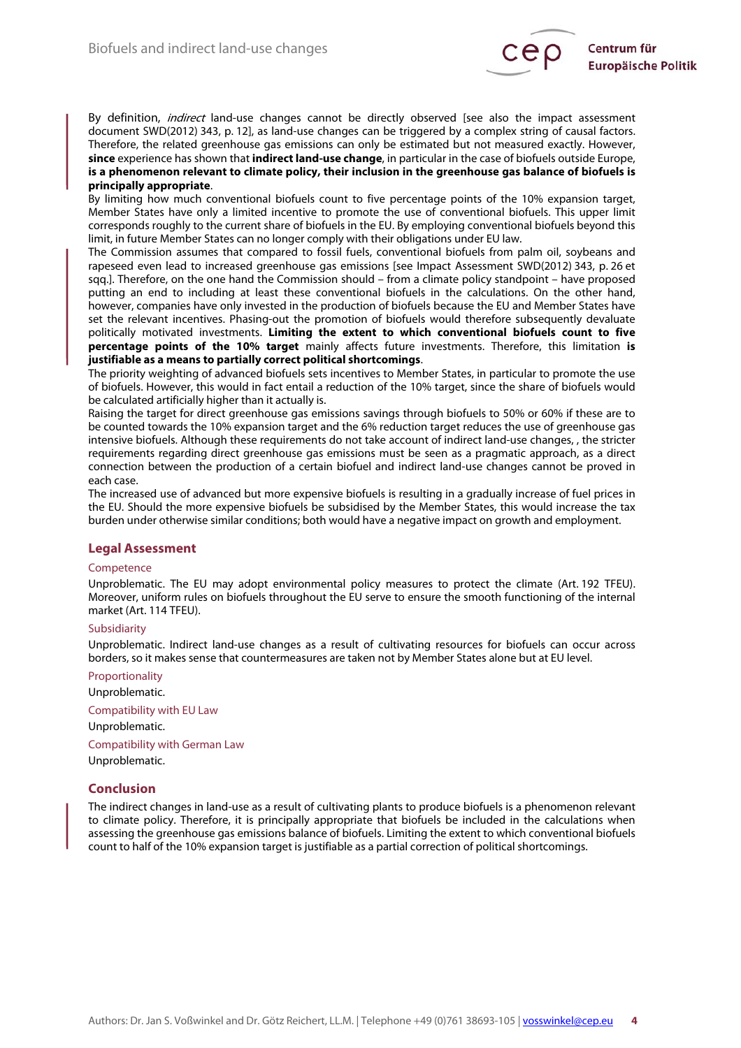By definition, *indirect* land-use changes cannot be directly observed [see also the impact assessment document SWD(2012) 343, p. 12], as land-use changes can be triggered by a complex string of causal factors. Therefore, the related greenhouse gas emissions can only be estimated but not measured exactly. However, **since** experience has shown that **indirect land-use change**, in particular in the case of biofuels outside Europe, **is a phenomenon relevant to climate policy, their inclusion in the greenhouse gas balance of biofuels is principally appropriate**.

By limiting how much conventional biofuels count to five percentage points of the 10% expansion target, Member States have only a limited incentive to promote the use of conventional biofuels. This upper limit corresponds roughly to the current share of biofuels in the EU. By employing conventional biofuels beyond this limit, in future Member States can no longer comply with their obligations under EU law.

The Commission assumes that compared to fossil fuels, conventional biofuels from palm oil, soybeans and rapeseed even lead to increased greenhouse gas emissions [see Impact Assessment SWD(2012) 343, p. 26 et sqq.]. Therefore, on the one hand the Commission should – from a climate policy standpoint – have proposed putting an end to including at least these conventional biofuels in the calculations. On the other hand, however, companies have only invested in the production of biofuels because the EU and Member States have set the relevant incentives. Phasing-out the promotion of biofuels would therefore subsequently devaluate politically motivated investments. **Limiting the extent to which conventional biofuels count to five percentage points of the 10% target** mainly affects future investments. Therefore, this limitation **is justifiable as a means to partially correct political shortcomings**.

The priority weighting of advanced biofuels sets incentives to Member States, in particular to promote the use of biofuels. However, this would in fact entail a reduction of the 10% target, since the share of biofuels would be calculated artificially higher than it actually is.

Raising the target for direct greenhouse gas emissions savings through biofuels to 50% or 60% if these are to be counted towards the 10% expansion target and the 6% reduction target reduces the use of greenhouse gas intensive biofuels. Although these requirements do not take account of indirect land-use changes, , the stricter requirements regarding direct greenhouse gas emissions must be seen as a pragmatic approach, as a direct connection between the production of a certain biofuel and indirect land-use changes cannot be proved in each case.

The increased use of advanced but more expensive biofuels is resulting in a gradually increase of fuel prices in the EU. Should the more expensive biofuels be subsidised by the Member States, this would increase the tax burden under otherwise similar conditions; both would have a negative impact on growth and employment.

## Legal Assessment

### Competence

Unproblematic. The EU may adopt environmental policy measures to protect the climate (Art. 192 TFEU). Moreover, uniform rules on biofuels throughout the EU serve to ensure the smooth functioning of the internal market (Art. 114 TFEU).

### Subsidiarity

Unproblematic. Indirect land-use changes as a result of cultivating resources for biofuels can occur across borders, so it makes sense that countermeasures are taken not by Member States alone but at EU level.

### Proportionality

Unproblematic.

### Compatibility with EU Law

Unproblematic.

### Compatibility with German Law

Unproblematic.

## Conclusion

The indirect changes in land-use as a result of cultivating plants to produce biofuels is a phenomenon relevant to climate policy. Therefore, it is principally appropriate that biofuels be included in the calculations when assessing the greenhouse gas emissions balance of biofuels. Limiting the extent to which conventional biofuels count to half of the 10% expansion target is justifiable as a partial correction of political shortcomings.